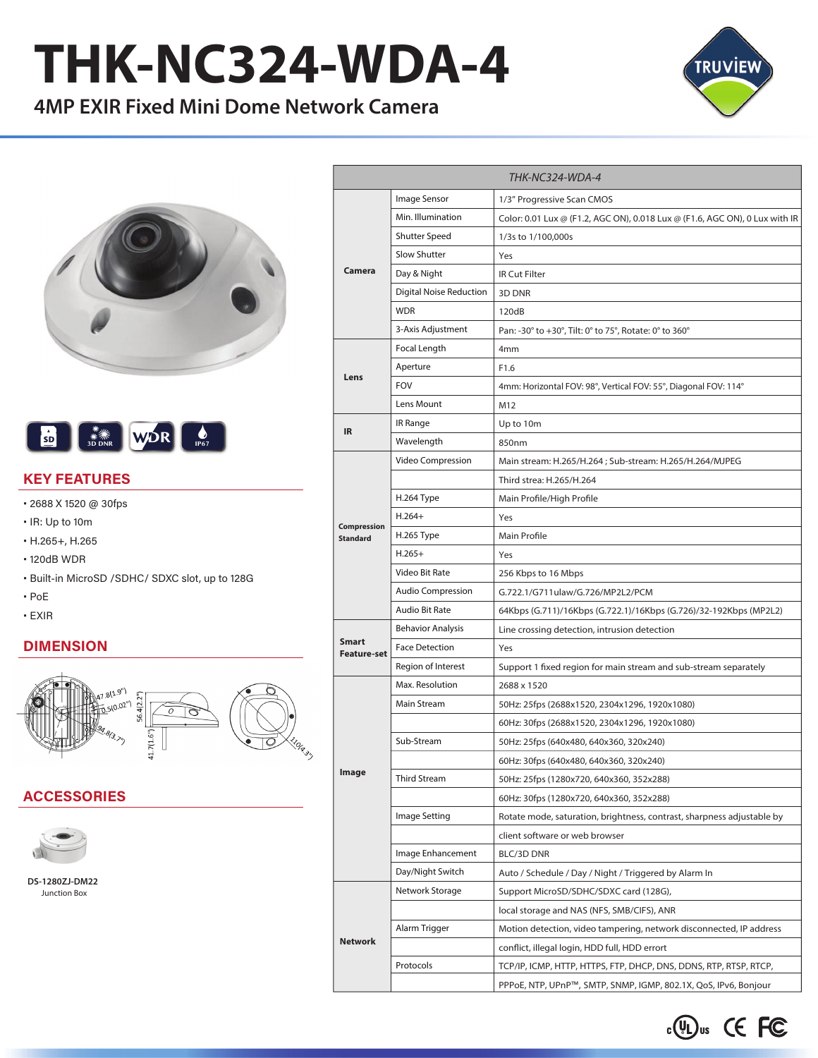# THK-NC324-WDA-4

## 4MP EXIR Fixed Mini Dome Network Camera

## KEY FEATURES

- 2688 X 1520 @ 30fps
- IR: Up to 10m
- H.265+, H.265
- 120dB WDR
- Built-in MicroSD /SDHC/ SDXC slot, up to 128G
- PoE
- EXIR

## DIMENSION

47.8(1.9") 0.5(0.02") 94.8(3.7") 56.4(2.2") 41.7(1.6") 110(4.3")

## ACCESSORIES

**DS-1280ZJ-DM22**
Junction Box

| | | THK-NC324-WDA-4 |
|---|---|---|
| Camera | Image Sensor | 1/3" Progressive Scan CMOS |
| | Min. Illumination | Color: 0.01 Lux @ (F1.2, AGC ON), 0.018 Lux @ (F1.6, AGC ON), 0 Lux with IR |
| | Shutter Speed | 1/3s to 1/100,000s |
| | Slow Shutter | Yes |
| | Day & Night | IR Cut Filter |
| | Digital Noise Reduction | 3D DNR |
| | WDR | 120dB |
| | 3-Axis Adjustment | Pan: -30° to +30°, Tilt: 0° to 75°, Rotate: 0° to 360° |
| Lens | Focal Length | 4mm |
| | Aperture | F1.6 |
| | FOV | 4mm: Horizontal FOV: 98°, Vertical FOV: 55°, Diagonal FOV: 114° |
| | Lens Mount | M12 |
| IR | IR Range | Up to 10m |
| | Wavelength | 850nm |
| Compression Standard | Video Compression | Main stream: H.265/H.264 ; Sub-stream: H.265/H.264/MJPEG |
| | | Third strea: H.265/H.264 |
| | H.264 Type | Main Profile/High Profile |
| | H.264+ | Yes |
| | H.265 Type | Main Profile |
| | H.265+ | Yes |
| | Video Bit Rate | 256 Kbps to 16 Mbps |
| | Audio Compression | G.722.1/G711ulaw/G.726/MP2L2/PCM |
| | Audio Bit Rate | 64Kbps (G.711)/16Kbps (G.722.1)/16Kbps (G.726)/32-192Kbps (MP2L2) |
| Smart Feature-set | Behavior Analysis | Line crossing detection, intrusion detection |
| | Face Detection | Yes |
| | Region of Interest | Support 1 fixed region for main stream and sub-stream separately |
| Image | Max. Resolution | 2688 x 1520 |
| | Main Stream | 50Hz: 25fps (2688x1520, 2304x1296, 1920x1080) |
| | | 60Hz: 30fps (2688x1520, 2304x1296, 1920x1080) |
| | Sub-Stream | 50Hz: 25fps (640x480, 640x360, 320x240) |
| | | 60Hz: 30fps (640x480, 640x360, 320x240) |
| | Third Stream | 50Hz: 25fps (1280x720, 640x360, 352x288) |
| | | 60Hz: 30fps (1280x720, 640x360, 352x288) |
| | Image Setting | Rotate mode, saturation, brightness, contrast, sharpness adjustable by |
| | | client software or web browser |
| | Image Enhancement | BLC/3D DNR |
| | Day/Night Switch | Auto / Schedule / Day / Night / Triggered by Alarm In |
| Network | Network Storage | Support MicroSD/SDHC/SDXC card (128G), |
| | | local storage and NAS (NFS, SMB/CIFS), ANR |
| | Alarm Trigger | Motion detection, video tampering, network disconnected, IP address |
| | | conflict, illegal login, HDD full, HDD errort |
| | Protocols | TCP/IP, ICMP, HTTP, HTTPS, FTP, DHCP, DNS, DDNS, RTP, RTSP, RTCP, |
| | | PPPoE, NTP, UPnP™, SMTP, SNMP, IGMP, 802.1X, QoS, IPv6, Bonjour |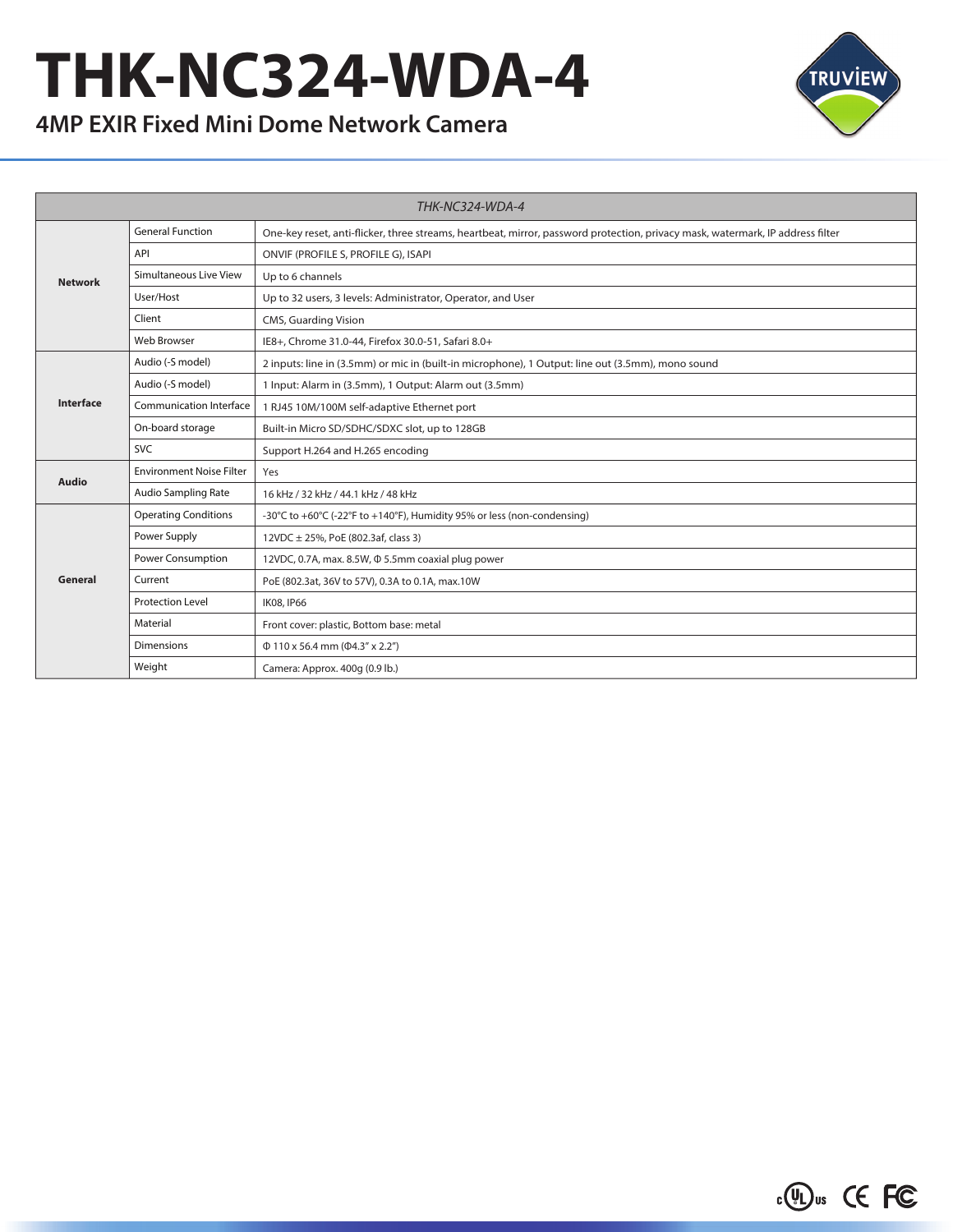# THK-NC324-WDA-4

## 4MP EXIR Fixed Mini Dome Network Camera

| *THK-NC324-WDA-4* | | |
|---|---|---|
| **Network** | General Function | One-key reset, anti-flicker, three streams, heartbeat, mirror, password protection, privacy mask, watermark, IP address filter |
| | API | ONVIF (PROFILE S, PROFILE G), ISAPI |
| | Simultaneous Live View | Up to 6 channels |
| | User/Host | Up to 32 users, 3 levels: Administrator, Operator, and User |
| | Client | CMS, Guarding Vision |
| | Web Browser | IE8+, Chrome 31.0-44, Firefox 30.0-51, Safari 8.0+ |
| **Interface** | Audio (-S model) | 2 inputs: line in (3.5mm) or mic in (built-in microphone), 1 Output: line out (3.5mm), mono sound |
| | Audio (-S model) | 1 Input: Alarm in (3.5mm), 1 Output: Alarm out (3.5mm) |
| | Communication Interface | 1 RJ45 10M/100M self-adaptive Ethernet port |
| | On-board storage | Built-in Micro SD/SDHC/SDXC slot, up to 128GB |
| | SVC | Support H.264 and H.265 encoding |
| **Audio** | Environment Noise Filter | Yes |
| | Audio Sampling Rate | 16 kHz / 32 kHz / 44.1 kHz / 48 kHz |
| **General** | Operating Conditions | -30°C to +60°C (-22°F to +140°F), Humidity 95% or less (non-condensing) |
| | Power Supply | 12VDC ± 25%, PoE (802.3af, class 3) |
| | Power Consumption | 12VDC, 0.7A, max. 8.5W, Φ 5.5mm coaxial plug power |
| | Current | PoE (802.3at, 36V to 57V), 0.3A to 0.1A, max.10W |
| | Protection Level | IK08, IP66 |
| | Material | Front cover: plastic, Bottom base: metal |
| | Dimensions | Φ 110 x 56.4 mm (Φ4.3" x 2.2") |
| | Weight | Camera: Approx. 400g (0.9 lb.) |